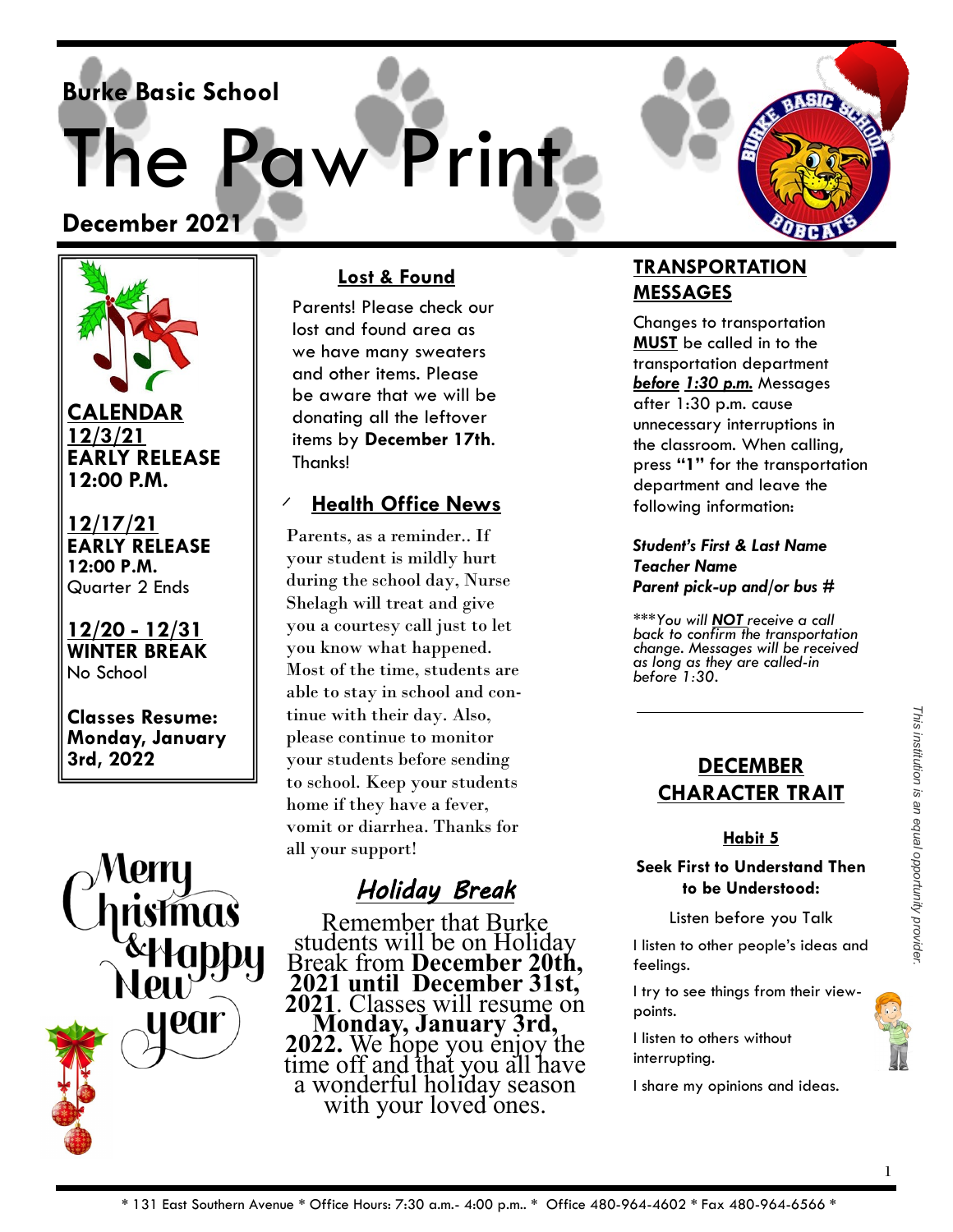**Burke Basic School**

# The Paw Print

**December 2021**

## CALENDAR

**12/3/21**
**EARLY RELEASE**
**12:00 P.M.**

**12/17/21**
**EARLY RELEASE**
**12:00 P.M.**
Quarter 2 Ends

**12/20 - 12/31**
**WINTER BREAK**
No School

**Classes Resume: Monday, January 3rd, 2022**

Merry Christmas & Happy New year

## Lost & Found

Parents! Please check our lost and found area as we have many sweaters and other items. Please be aware that we will be donating all the leftover items by **December 17th**. Thanks!

## Health Office News

Parents, as a reminder.. If your student is mildly hurt during the school day, Nurse Shelagh will treat and give you a courtesy call just to let you know what happened. Most of the time, students are able to stay in school and continue with their day. Also, please continue to monitor your students before sending to school. Keep your students home if they have a fever, vomit or diarrhea. Thanks for all your support!

## *Holiday Break*

Remember that Burke students will be on Holiday Break from **December 20th, 2021 until December 31st, 2021**. Classes will resume on **Monday, January 3rd, 2022.** We hope you enjoy the time off and that you all have a wonderful holiday season with your loved ones.

## TRANSPORTATION MESSAGES

Changes to transportation **MUST** be called in to the transportation department ***before* *1:30 p.m.*** Messages after 1:30 p.m. cause unnecessary interruptions in the classroom. When calling, press **"1"** for the transportation department and leave the following information:

***Student's First & Last Name***
***Teacher Name***
***Parent pick-up and/or bus #***

****You will **NOT** receive a call back to confirm the transportation change. Messages will be received as long as they are called-in before 1:30.*

## DECEMBER CHARACTER TRAIT

**Habit 5**

**Seek First to Understand Then to be Understood:**

Listen before you Talk

I listen to other people's ideas and feelings.

I try to see things from their viewpoints.

I listen to others without interrupting.

I share my opinions and ideas.

*This institution is an equal opportunity provider.*

* 131 East Southern Avenue * Office Hours: 7:30 a.m.- 4:00 p.m.. * Office 480-964-4602 * Fax 480-964-6566 *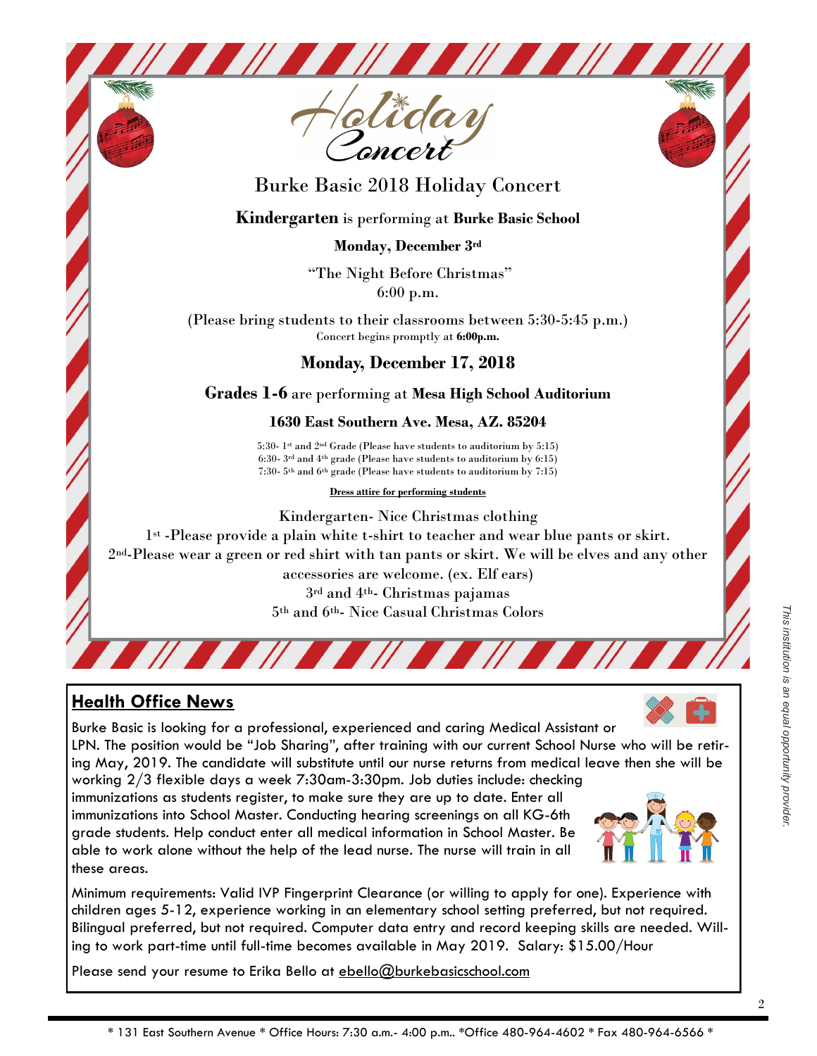# Holiday Concert

## Burke Basic 2018 Holiday Concert

**Kindergarten** is performing at **Burke Basic School**

**Monday, December 3rd**

"The Night Before Christmas"
6:00 p.m.

(Please bring students to their classrooms between 5:30-5:45 p.m.)
Concert begins promptly at **6:00p.m.**

**Monday, December 17, 2018**

**Grades 1-6** are performing at **Mesa High School Auditorium**

**1630 East Southern Ave. Mesa, AZ. 85204**

5:30- 1st and 2nd Grade (Please have students to auditorium by 5:15)
6:30- 3rd and 4th grade (Please have students to auditorium by 6:15)
7:30- 5th and 6th grade (Please have students to auditorium by 7:15)

**Dress attire for performing students**

Kindergarten- Nice Christmas clothing
1st -Please provide a plain white t-shirt to teacher and wear blue pants or skirt.
2nd-Please wear a green or red shirt with tan pants or skirt. We will be elves and any other accessories are welcome. (ex. Elf ears)
3rd and 4th- Christmas pajamas
5th and 6th- Nice Casual Christmas Colors

## Health Office News

Burke Basic is looking for a professional, experienced and caring Medical Assistant or LPN. The position would be "Job Sharing", after training with our current School Nurse who will be retiring May, 2019. The candidate will substitute until our nurse returns from medical leave then she will be working 2/3 flexible days a week 7:30am-3:30pm. Job duties include: checking immunizations as students register, to make sure they are up to date. Enter all immunizations into School Master. Conducting hearing screenings on all KG-6th grade students. Help conduct enter all medical information in School Master. Be able to work alone without the help of the lead nurse. The nurse will train in all these areas.

Minimum requirements: Valid IVP Fingerprint Clearance (or willing to apply for one). Experience with children ages 5-12, experience working in an elementary school setting preferred, but not required. Bilingual preferred, but not required. Computer data entry and record keeping skills are needed. Willing to work part-time until full-time becomes available in May 2019. Salary: $15.00/Hour

Please send your resume to Erika Bello at ebello@burkebasicschool.com

*This institution is an equal opportunity provider.*

* 131 East Southern Avenue * Office Hours: 7:30 a.m.- 4:00 p.m.. *Office 480-964-4602 * Fax 480-964-6566 *